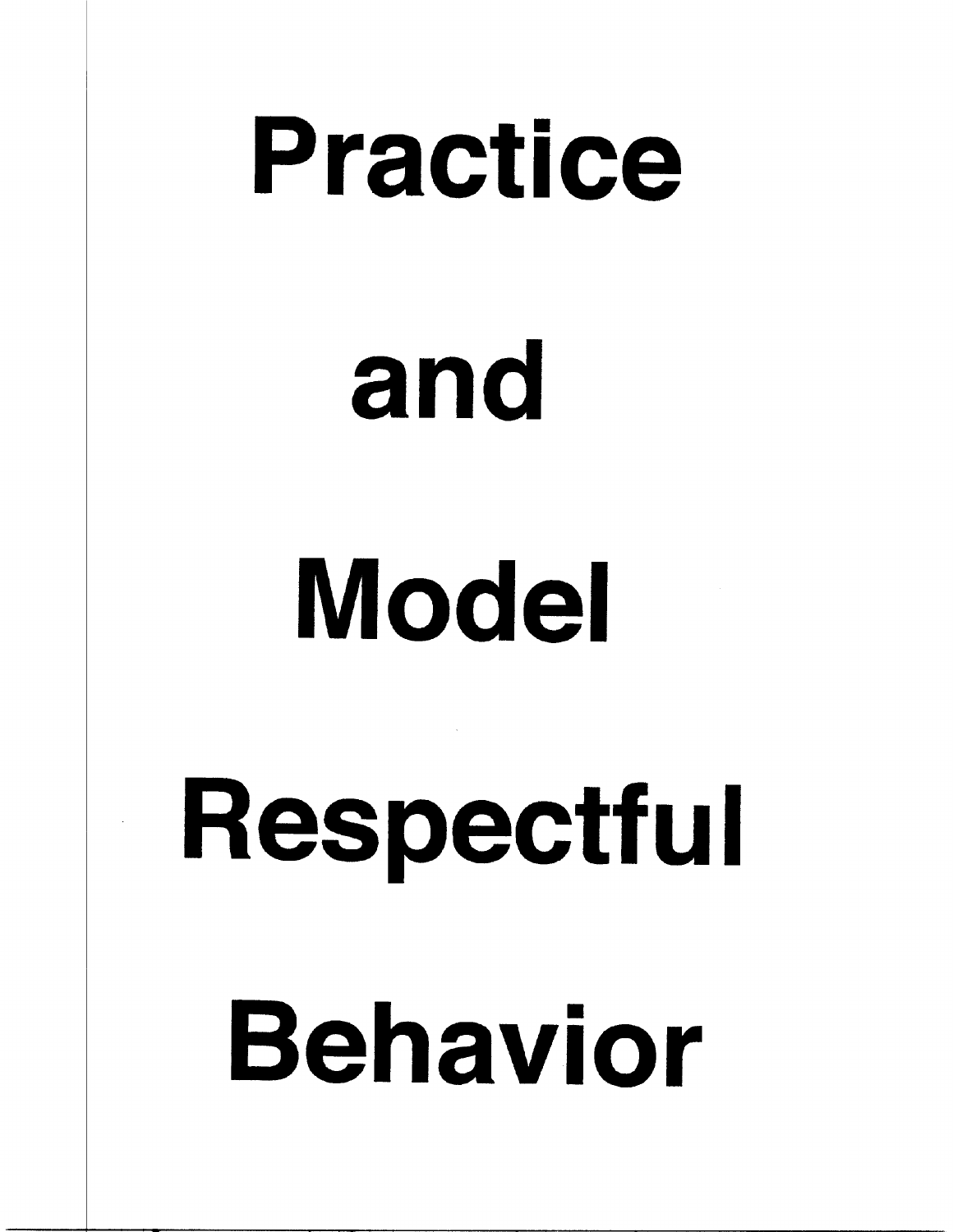# Practice and Model Respectful Behavior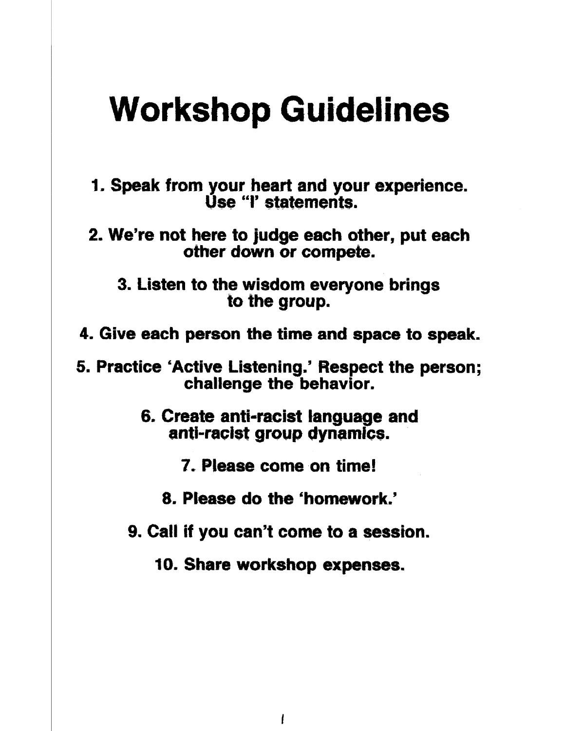# Workshop Guidelines

1. Speak from your heart and your experience. Use "I" statements.
2. We're not here to judge each other, put each other down or compete.
3. Listen to the wisdom everyone brings to the group.
4. Give each person the time and space to speak.
5. Practice 'Active Listening.' Respect the person; challenge the behavior.
6. Create anti-racist language and anti-racist group dynamics.
7. Please come on time!
8. Please do the 'homework.'
9. Call if you can't come to a session.
10. Share workshop expenses.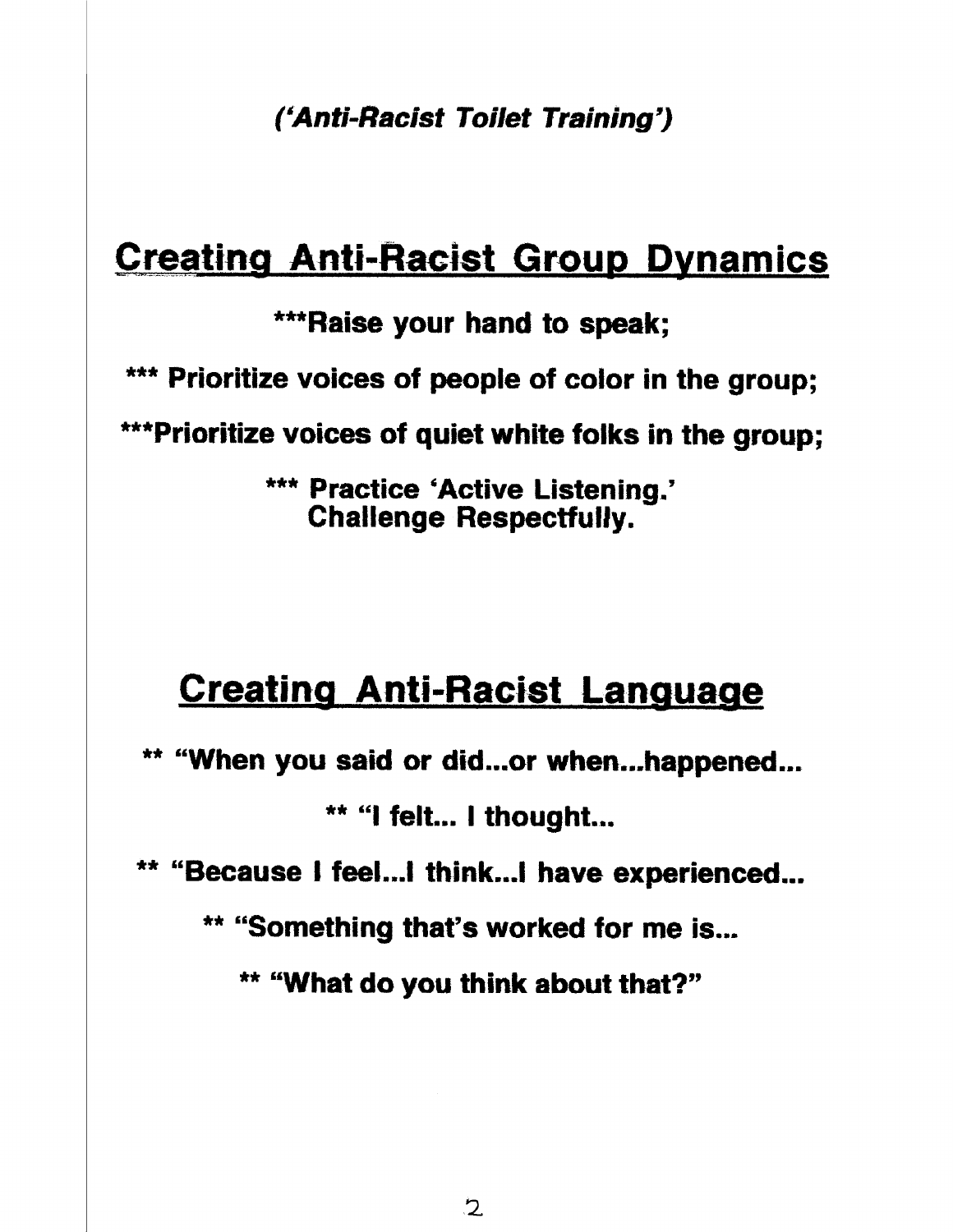*('Anti-Racist Toilet Training')*

## Creating Anti-Racist Group Dynamics

**\*\*\*Raise your hand to speak;**

**\*\*\* Prioritize voices of people of color in the group;**

**\*\*\*Prioritize voices of quiet white folks in the group;**

**\*\*\* Practice 'Active Listening.'**
**Challenge Respectfully.**

## Creating Anti-Racist Language

**\*\* "When you said or did...or when...happened...**

**\*\* "I felt... I thought...**

**\*\* "Because I feel...I think...I have experienced...**

**\*\* "Something that's worked for me is...**

**\*\* "What do you think about that?"**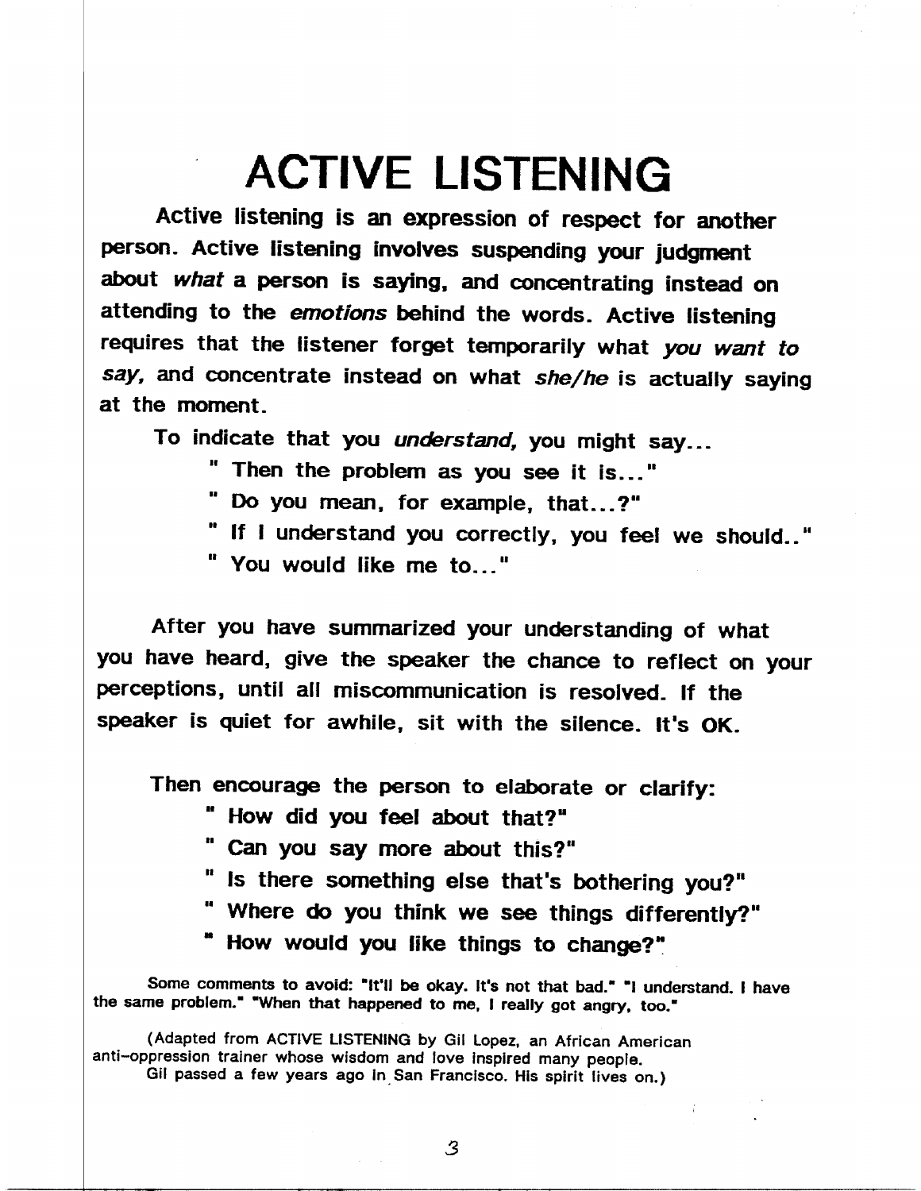# ACTIVE LISTENING

Active listening is an expression of respect for another person. Active listening involves suspending your judgment about *what* a person is saying, and concentrating instead on attending to the *emotions* behind the words. Active listening requires that the listener forget temporarily what *you want to say,* and concentrate instead on what *she/he* is actually saying at the moment.

To indicate that you *understand,* you might say...

" Then the problem as you see it is..."

" Do you mean, for example, that...?"

" If I understand you correctly, you feel we should.."

" You would like me to..."

After you have summarized your understanding of what you have heard, give the speaker the chance to reflect on your perceptions, until all miscommunication is resolved. If the speaker is quiet for awhile, sit with the silence. It's OK.

Then encourage the person to elaborate or clarify:

" How did you feel about that?"

" Can you say more about this?"

" Is there something else that's bothering you?"

" Where do you think we see things differently?"

" How would you like things to change?"

Some comments to avoid: "It'll be okay. It's not that bad." "I understand. I have the same problem." "When that happened to me, I really got angry, too."

(Adapted from ACTIVE LISTENING by Gil Lopez, an African American anti-oppression trainer whose wisdom and love inspired many people. Gil passed a few years ago in San Francisco. His spirit lives on.)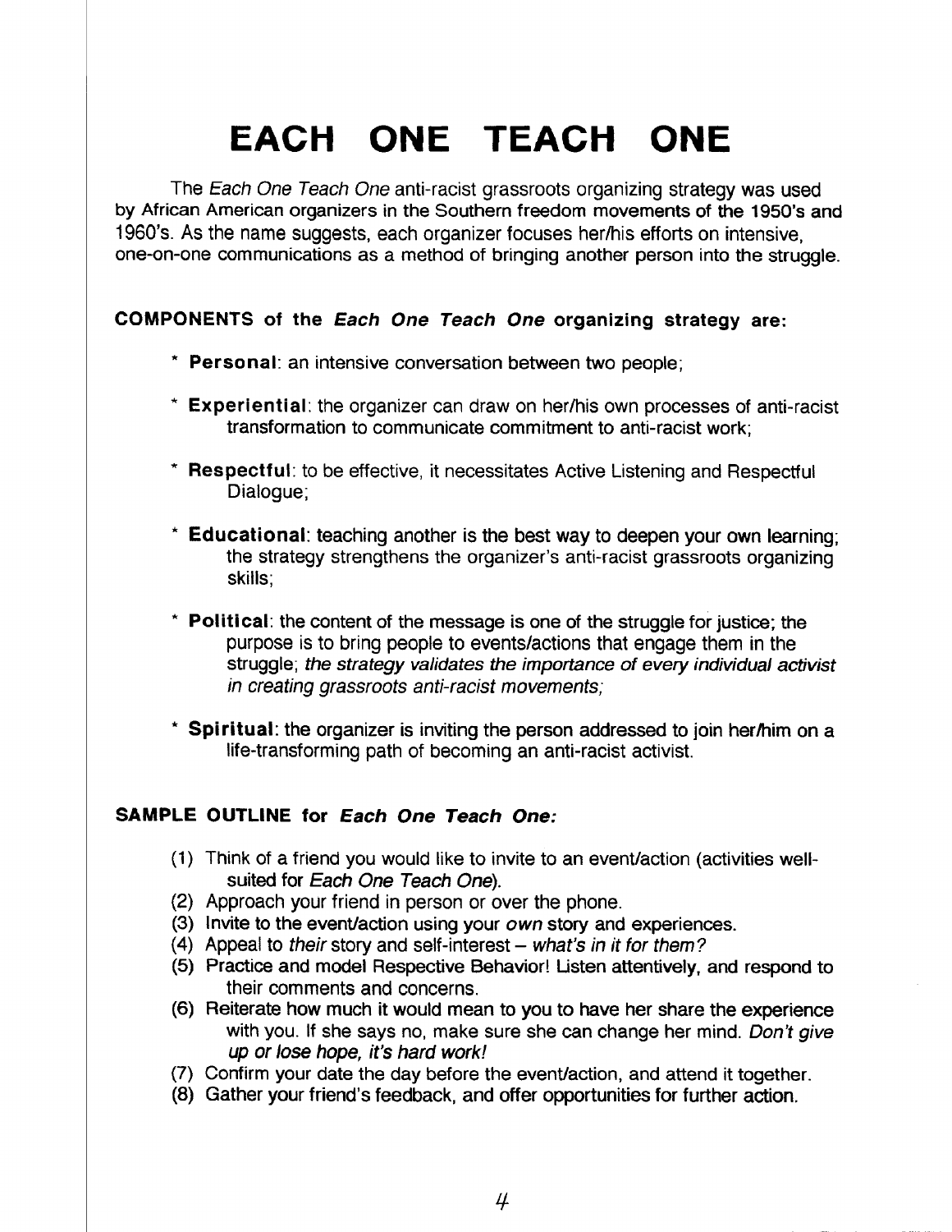# EACH ONE TEACH ONE

The *Each One Teach One* anti-racist grassroots organizing strategy was used by African American organizers in the Southern freedom movements of the 1950's and 1960's. As the name suggests, each organizer focuses her/his efforts on intensive, one-on-one communications as a method of bringing another person into the struggle.

### COMPONENTS of the *Each One Teach One* organizing strategy are:

* **Personal**: an intensive conversation between two people;
* **Experiential**: the organizer can draw on her/his own processes of anti-racist transformation to communicate commitment to anti-racist work;
* **Respectful**: to be effective, it necessitates Active Listening and Respectful Dialogue;
* **Educational**: teaching another is the best way to deepen your own learning; the strategy strengthens the organizer's anti-racist grassroots organizing skills;
* **Political**: the content of the message is one of the struggle for justice; the purpose is to bring people to events/actions that engage them in the struggle; *the strategy validates the importance of every individual activist in creating grassroots anti-racist movements;*
* **Spiritual**: the organizer is inviting the person addressed to join her/him on a life-transforming path of becoming an anti-racist activist.

### SAMPLE OUTLINE for *Each One Teach One:*

(1) Think of a friend you would like to invite to an event/action (activities well-suited for *Each One Teach One*).
(2) Approach your friend in person or over the phone.
(3) Invite to the event/action using your *own* story and experiences.
(4) Appeal to *their* story and self-interest – *what's in it for them?*
(5) Practice and model Respective Behavior! Listen attentively, and respond to their comments and concerns.
(6) Reiterate how much it would mean to you to have her share the experience with you. If she says no, make sure she can change her mind. *Don't give up or lose hope, it's hard work!*
(7) Confirm your date the day before the event/action, and attend it together.
(8) Gather your friend's feedback, and offer opportunities for further action.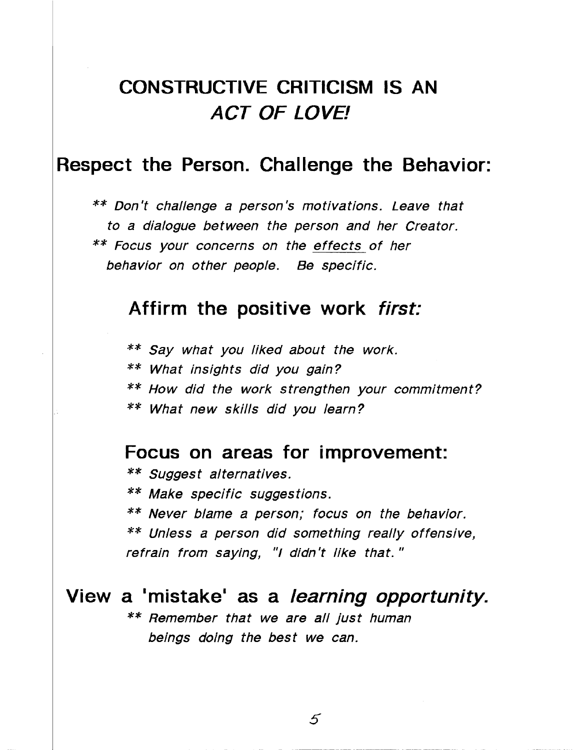# CONSTRUCTIVE CRITICISM IS AN *ACT OF LOVE!*

## Respect the Person. Challenge the Behavior:

*** Don't challenge a person's motivations. Leave that to a dialogue between the person and her Creator.*

*** Focus your concerns on the <u>effects</u> of her behavior on other people. Be specific.*

## Affirm the positive work *first:*

*** Say what you liked about the work.*

*** What insights did you gain?*

*** How did the work strengthen your commitment?*

*** What new skills did you learn?*

## Focus on areas for improvement:

*** Suggest alternatives.*

*** Make specific suggestions.*

*** Never blame a person; focus on the behavior.*

*** Unless a person did something really offensive, refrain from saying, "I didn't like that."*

## View a 'mistake' as a *learning opportunity.*

*** Remember that we are all just human beings doing the best we can.*